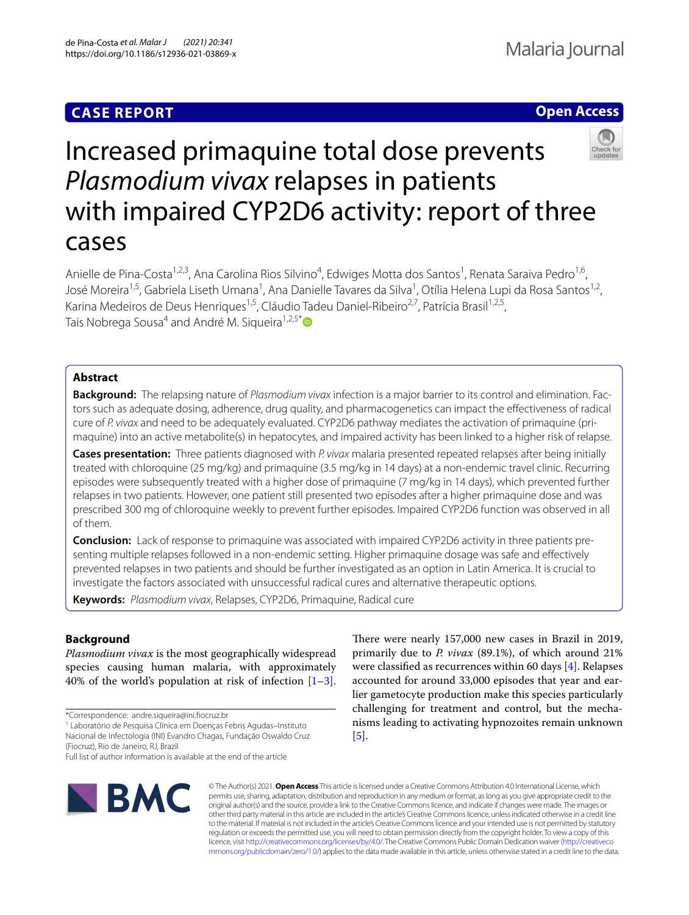CASE REPORT

Open Access

# Increased primaquine total dose prevents *Plasmodium vivax* relapses in patients with impaired CYP2D6 activity: report of three cases

Anielle de Pina-Costa[1,2,3], Ana Carolina Rios Silvino[4], Edwiges Motta dos Santos[1], Renata Saraiva Pedro[1,6], José Moreira[1,5], Gabriela Liseth Umana[1], Ana Danielle Tavares da Silva[1], Otília Helena Lupi da Rosa Santos[1,2], Karina Medeiros de Deus Henriques[1,5], Cláudio Tadeu Daniel-Ribeiro[2,7], Patrícia Brasil[1,2,5], Tais Nobrega Sousa[4] and André M. Siqueira[1,2,5*]

## Abstract

**Background:** The relapsing nature of *Plasmodium vivax* infection is a major barrier to its control and elimination. Factors such as adequate dosing, adherence, drug quality, and pharmacogenetics can impact the effectiveness of radical cure of *P. vivax* and need to be adequately evaluated. CYP2D6 pathway mediates the activation of primaquine (primaquine) into an active metabolite(s) in hepatocytes, and impaired activity has been linked to a higher risk of relapse.

**Cases presentation:** Three patients diagnosed with *P. vivax* malaria presented repeated relapses after being initially treated with chloroquine (25 mg/kg) and primaquine (3.5 mg/kg in 14 days) at a non-endemic travel clinic. Recurring episodes were subsequently treated with a higher dose of primaquine (7 mg/kg in 14 days), which prevented further relapses in two patients. However, one patient still presented two episodes after a higher primaquine dose and was prescribed 300 mg of chloroquine weekly to prevent further episodes. Impaired CYP2D6 function was observed in all of them.

**Conclusion:** Lack of response to primaquine was associated with impaired CYP2D6 activity in three patients presenting multiple relapses followed in a non-endemic setting. Higher primaquine dosage was safe and effectively prevented relapses in two patients and should be further investigated as an option in Latin America. It is crucial to investigate the factors associated with unsuccessful radical cures and alternative therapeutic options.

**Keywords:** *Plasmodium vivax*, Relapses, CYP2D6, Primaquine, Radical cure

## Background

*Plasmodium vivax* is the most geographically widespread species causing human malaria, with approximately 40% of the world's population at risk of infection [1–3]. There were nearly 157,000 new cases in Brazil in 2019, primarily due to *P. vivax* (89.1%), of which around 21% were classified as recurrences within 60 days [4]. Relapses accounted for around 33,000 episodes that year and earlier gametocyte production make this species particularly challenging for treatment and control, but the mechanisms leading to activating hypnozoites remain unknown [5].

*Correspondence: andre.siqueira@ini.fiocruz.br

[1] Laboratório de Pesquisa Clínica em Doenças Febris Agudas–Instituto Nacional de Infectologia (INI) Evandro Chagas, Fundação Oswaldo Cruz (Fiocruz), Rio de Janeiro, RJ, Brazil

Full list of author information is available at the end of the article

© The Author(s) 2021. **Open Access** This article is licensed under a Creative Commons Attribution 4.0 International License, which permits use, sharing, adaptation, distribution and reproduction in any medium or format, as long as you give appropriate credit to the original author(s) and the source, provide a link to the Creative Commons licence, and indicate if changes were made. The images or other third party material in this article are included in the article's Creative Commons licence, unless indicated otherwise in a credit line to the material. If material is not included in the article's Creative Commons licence and your intended use is not permitted by statutory regulation or exceeds the permitted use, you will need to obtain permission directly from the copyright holder. To view a copy of this licence, visit http://creativecommons.org/licenses/by/4.0/. The Creative Commons Public Domain Dedication waiver (http://creativecommons.org/publicdomain/zero/1.0/) applies to the data made available in this article, unless otherwise stated in a credit line to the data.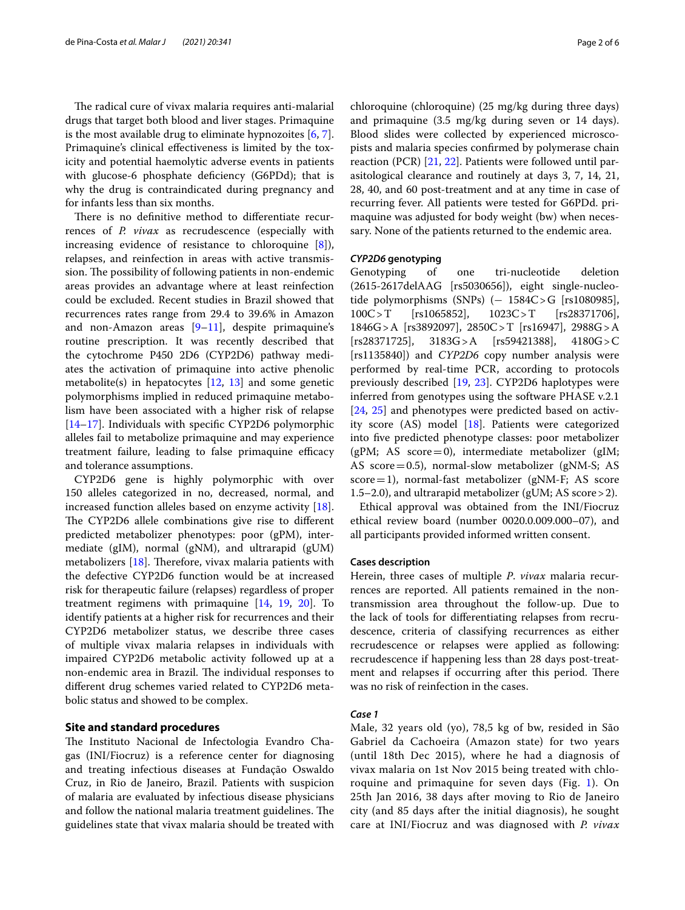The radical cure of vivax malaria requires anti-malarial drugs that target both blood and liver stages. Primaquine is the most available drug to eliminate hypnozoites [6, 7]. Primaquine's clinical effectiveness is limited by the toxicity and potential haemolytic adverse events in patients with glucose-6 phosphate deficiency (G6PDd); that is why the drug is contraindicated during pregnancy and for infants less than six months.

There is no definitive method to differentiate recurrences of *P. vivax* as recrudescence (especially with increasing evidence of resistance to chloroquine [8]), relapses, and reinfection in areas with active transmission. The possibility of following patients in non-endemic areas provides an advantage where at least reinfection could be excluded. Recent studies in Brazil showed that recurrences rates range from 29.4 to 39.6% in Amazon and non-Amazon areas [9–11], despite primaquine's routine prescription. It was recently described that the cytochrome P450 2D6 (CYP2D6) pathway mediates the activation of primaquine into active phenolic metabolite(s) in hepatocytes [12, 13] and some genetic polymorphisms implied in reduced primaquine metabolism have been associated with a higher risk of relapse [14–17]. Individuals with specific CYP2D6 polymorphic alleles fail to metabolize primaquine and may experience treatment failure, leading to false primaquine efficacy and tolerance assumptions.

CYP2D6 gene is highly polymorphic with over 150 alleles categorized in no, decreased, normal, and increased function alleles based on enzyme activity [18]. The CYP2D6 allele combinations give rise to different predicted metabolizer phenotypes: poor (gPM), intermediate (gIM), normal (gNM), and ultrarapid (gUM) metabolizers [18]. Therefore, vivax malaria patients with the defective CYP2D6 function would be at increased risk for therapeutic failure (relapses) regardless of proper treatment regimens with primaquine [14, 19, 20]. To identify patients at a higher risk for recurrences and their CYP2D6 metabolizer status, we describe three cases of multiple vivax malaria relapses in individuals with impaired CYP2D6 metabolic activity followed up at a non-endemic area in Brazil. The individual responses to different drug schemes varied related to CYP2D6 metabolic status and showed to be complex.

## Site and standard procedures

The Instituto Nacional de Infectologia Evandro Chagas (INI/Fiocruz) is a reference center for diagnosing and treating infectious diseases at Fundação Oswaldo Cruz, in Rio de Janeiro, Brazil. Patients with suspicion of malaria are evaluated by infectious disease physicians and follow the national malaria treatment guidelines. The guidelines state that vivax malaria should be treated with chloroquine (chloroquine) (25 mg/kg during three days) and primaquine (3.5 mg/kg during seven or 14 days). Blood slides were collected by experienced microscopists and malaria species confirmed by polymerase chain reaction (PCR) [21, 22]. Patients were followed until parasitological clearance and routinely at days 3, 7, 14, 21, 28, 40, and 60 post-treatment and at any time in case of recurring fever. All patients were tested for G6PDd. primaquine was adjusted for body weight (bw) when necessary. None of the patients returned to the endemic area.

### *CYP2D6* genotyping

Genotyping of one tri-nucleotide deletion (2615-2617delAAG [rs5030656]), eight single-nucleotide polymorphisms (SNPs) (− 1584C > G [rs1080985], 100C > T [rs1065852], 1023C > T [rs28371706], 1846G > A [rs3892097], 2850C > T [rs16947], 2988G > A [rs28371725], 3183G > A [rs59421388], 4180G > C [rs1135840]) and *CYP2D6* copy number analysis were performed by real-time PCR, according to protocols previously described [19, 23]. CYP2D6 haplotypes were inferred from genotypes using the software PHASE v.2.1 [24, 25] and phenotypes were predicted based on activity score (AS) model [18]. Patients were categorized into five predicted phenotype classes: poor metabolizer (gPM; AS score = 0), intermediate metabolizer (gIM; AS score = 0.5), normal-slow metabolizer (gNM-S; AS score = 1), normal-fast metabolizer (gNM-F; AS score 1.5–2.0), and ultrarapid metabolizer (gUM; AS score > 2).

Ethical approval was obtained from the INI/Fiocruz ethical review board (number 0020.0.009.000–07), and all participants provided informed written consent.

### Cases description

Herein, three cases of multiple *P. vivax* malaria recurrences are reported. All patients remained in the non-transmission area throughout the follow-up. Due to the lack of tools for differentiating relapses from recrudescence, criteria of classifying recurrences as either recrudescence or relapses were applied as following: recrudescence if happening less than 28 days post-treatment and relapses if occurring after this period. There was no risk of reinfection in the cases.

### *Case 1*

Male, 32 years old (yo), 78,5 kg of bw, resided in São Gabriel da Cachoeira (Amazon state) for two years (until 18th Dec 2015), where he had a diagnosis of vivax malaria on 1st Nov 2015 being treated with chloroquine and primaquine for seven days (Fig. 1). On 25th Jan 2016, 38 days after moving to Rio de Janeiro city (and 85 days after the initial diagnosis), he sought care at INI/Fiocruz and was diagnosed with *P. vivax*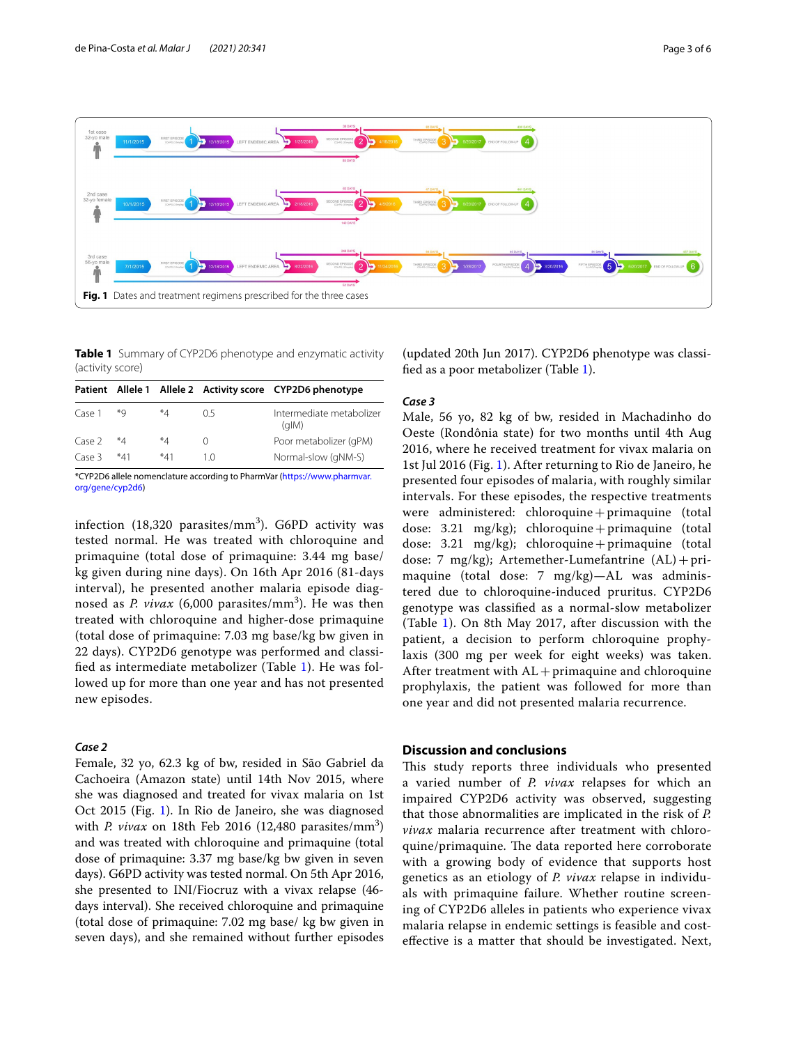Fig. 1 Dates and treatment regimens prescribed for the three cases

**Table 1** Summary of CYP2D6 phenotype and enzymatic activity (activity score)

| Patient | Allele 1 | Allele 2 | Activity score | CYP2D6 phenotype |
|---|---|---|---|---|
| Case 1 | *9 | *4 | 0.5 | Intermediate metabolizer (gIM) |
| Case 2 | *4 | *4 | 0 | Poor metabolizer (gPM) |
| Case 3 | *41 | *41 | 1.0 | Normal-slow (gNM-S) |

*CYP2D6 allele nomenclature according to PharmVar (https://www.pharmvar.org/gene/cyp2d6)

infection (18,320 parasites/mm$^3$). G6PD activity was tested normal. He was treated with chloroquine and primaquine (total dose of primaquine: 3.44 mg base/kg given during nine days). On 16th Apr 2016 (81-days interval), he presented another malaria episode diagnosed as *P. vivax* (6,000 parasites/mm$^3$). He was then treated with chloroquine and higher-dose primaquine (total dose of primaquine: 7.03 mg base/kg bw given in 22 days). CYP2D6 genotype was performed and classified as intermediate metabolizer (Table 1). He was followed up for more than one year and has not presented new episodes.

### *Case 2*

Female, 32 yo, 62.3 kg of bw, resided in São Gabriel da Cachoeira (Amazon state) until 14th Nov 2015, where she was diagnosed and treated for vivax malaria on 1st Oct 2015 (Fig. 1). In Rio de Janeiro, she was diagnosed with *P. vivax* on 18th Feb 2016 (12,480 parasites/mm$^3$) and was treated with chloroquine and primaquine (total dose of primaquine: 3.37 mg base/kg bw given in seven days). G6PD activity was tested normal. On 5th Apr 2016, she presented to INI/Fiocruz with a vivax relapse (46-days interval). She received chloroquine and primaquine (total dose of primaquine: 7.02 mg base/ kg bw given in seven days), and she remained without further episodes (updated 20th Jun 2017). CYP2D6 phenotype was classified as a poor metabolizer (Table 1).

### *Case 3*

Male, 56 yo, 82 kg of bw, resided in Machadinho do Oeste (Rondônia state) for two months until 4th Aug 2016, where he received treatment for vivax malaria on 1st Jul 2016 (Fig. 1). After returning to Rio de Janeiro, he presented four episodes of malaria, with roughly similar intervals. For these episodes, the respective treatments were administered: chloroquine + primaquine (total dose: 3.21 mg/kg); chloroquine + primaquine (total dose: 3.21 mg/kg); chloroquine + primaquine (total dose: 7 mg/kg); Artemether-Lumefantrine (AL) + primaquine (total dose: 7 mg/kg)—AL was administered due to chloroquine-induced pruritus. CYP2D6 genotype was classified as a normal-slow metabolizer (Table 1). On 8th May 2017, after discussion with the patient, a decision to perform chloroquine prophylaxis (300 mg per week for eight weeks) was taken. After treatment with AL + primaquine and chloroquine prophylaxis, the patient was followed for more than one year and did not presented malaria recurrence.

## Discussion and conclusions

This study reports three individuals who presented a varied number of *P. vivax* relapses for which an impaired CYP2D6 activity was observed, suggesting that those abnormalities are implicated in the risk of *P. vivax* malaria recurrence after treatment with chloroquine/primaquine. The data reported here corroborate with a growing body of evidence that supports host genetics as an etiology of *P. vivax* relapse in individuals with primaquine failure. Whether routine screening of CYP2D6 alleles in patients who experience vivax malaria relapse in endemic settings is feasible and cost-effective is a matter that should be investigated. Next,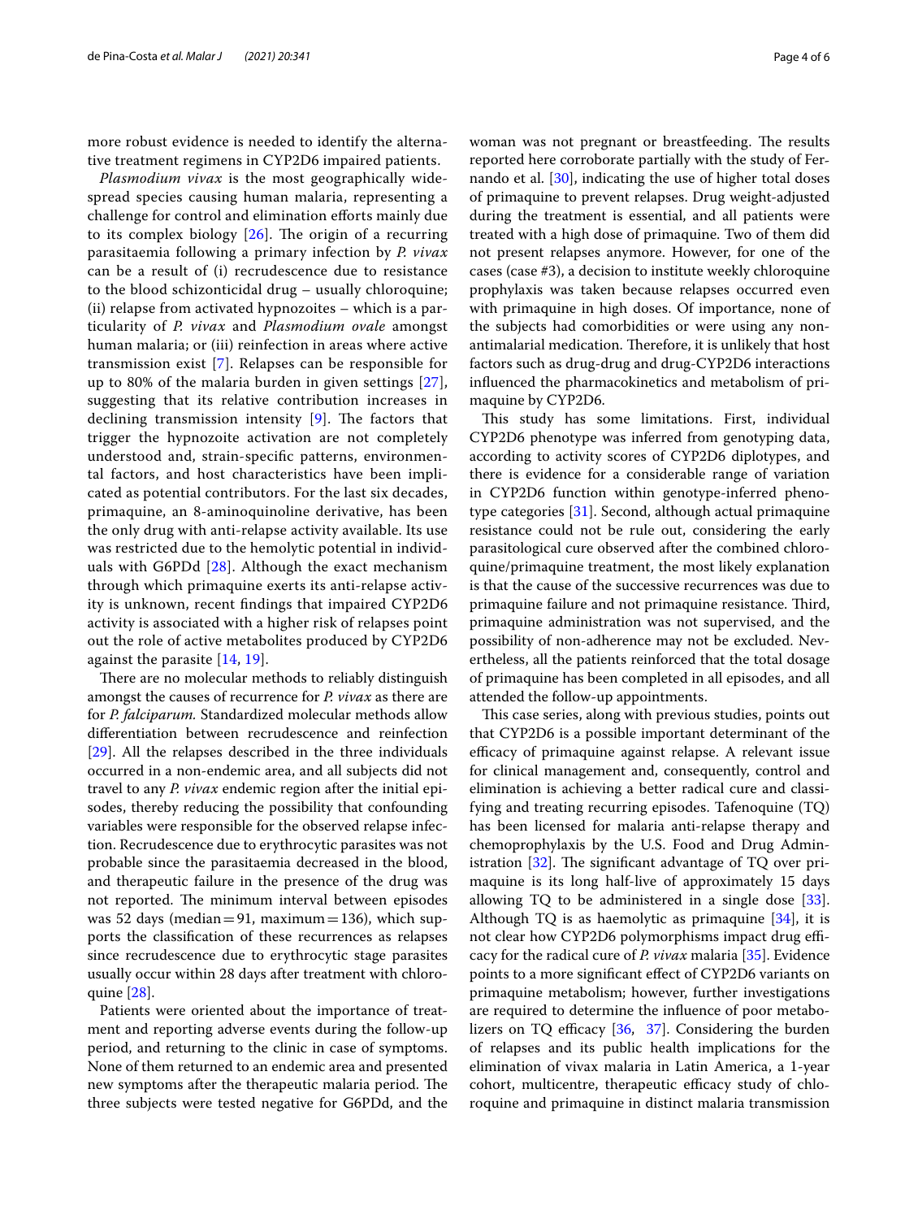more robust evidence is needed to identify the alternative treatment regimens in CYP2D6 impaired patients.

*Plasmodium vivax* is the most geographically widespread species causing human malaria, representing a challenge for control and elimination efforts mainly due to its complex biology [26]. The origin of a recurring parasitaemia following a primary infection by *P. vivax* can be a result of (i) recrudescence due to resistance to the blood schizonticidal drug – usually chloroquine; (ii) relapse from activated hypnozoites – which is a particularity of *P. vivax* and *Plasmodium ovale* amongst human malaria; or (iii) reinfection in areas where active transmission exist [7]. Relapses can be responsible for up to 80% of the malaria burden in given settings [27], suggesting that its relative contribution increases in declining transmission intensity [9]. The factors that trigger the hypnozoite activation are not completely understood and, strain-specific patterns, environmental factors, and host characteristics have been implicated as potential contributors. For the last six decades, primaquine, an 8-aminoquinoline derivative, has been the only drug with anti-relapse activity available. Its use was restricted due to the hemolytic potential in individuals with G6PDd [28]. Although the exact mechanism through which primaquine exerts its anti-relapse activity is unknown, recent findings that impaired CYP2D6 activity is associated with a higher risk of relapses point out the role of active metabolites produced by CYP2D6 against the parasite [14, 19].

There are no molecular methods to reliably distinguish amongst the causes of recurrence for *P. vivax* as there are for *P. falciparum.* Standardized molecular methods allow differentiation between recrudescence and reinfection [29]. All the relapses described in the three individuals occurred in a non-endemic area, and all subjects did not travel to any *P. vivax* endemic region after the initial episodes, thereby reducing the possibility that confounding variables were responsible for the observed relapse infection. Recrudescence due to erythrocytic parasites was not probable since the parasitaemia decreased in the blood, and therapeutic failure in the presence of the drug was not reported. The minimum interval between episodes was 52 days (median = 91, maximum = 136), which supports the classification of these recurrences as relapses since recrudescence due to erythrocytic stage parasites usually occur within 28 days after treatment with chloroquine [28].

Patients were oriented about the importance of treatment and reporting adverse events during the follow-up period, and returning to the clinic in case of symptoms. None of them returned to an endemic area and presented new symptoms after the therapeutic malaria period. The three subjects were tested negative for G6PDd, and the woman was not pregnant or breastfeeding. The results reported here corroborate partially with the study of Fernando et al. [30], indicating the use of higher total doses of primaquine to prevent relapses. Drug weight-adjusted during the treatment is essential, and all patients were treated with a high dose of primaquine. Two of them did not present relapses anymore. However, for one of the cases (case #3), a decision to institute weekly chloroquine prophylaxis was taken because relapses occurred even with primaquine in high doses. Of importance, none of the subjects had comorbidities or were using any non-antimalarial medication. Therefore, it is unlikely that host factors such as drug-drug and drug-CYP2D6 interactions influenced the pharmacokinetics and metabolism of primaquine by CYP2D6.

This study has some limitations. First, individual CYP2D6 phenotype was inferred from genotyping data, according to activity scores of CYP2D6 diplotypes, and there is evidence for a considerable range of variation in CYP2D6 function within genotype-inferred phenotype categories [31]. Second, although actual primaquine resistance could not be rule out, considering the early parasitological cure observed after the combined chloroquine/primaquine treatment, the most likely explanation is that the cause of the successive recurrences was due to primaquine failure and not primaquine resistance. Third, primaquine administration was not supervised, and the possibility of non-adherence may not be excluded. Nevertheless, all the patients reinforced that the total dosage of primaquine has been completed in all episodes, and all attended the follow-up appointments.

This case series, along with previous studies, points out that CYP2D6 is a possible important determinant of the efficacy of primaquine against relapse. A relevant issue for clinical management and, consequently, control and elimination is achieving a better radical cure and classifying and treating recurring episodes. Tafenoquine (TQ) has been licensed for malaria anti-relapse therapy and chemoprophylaxis by the U.S. Food and Drug Administration [32]. The significant advantage of TQ over primaquine is its long half-live of approximately 15 days allowing TQ to be administered in a single dose [33]. Although TQ is as haemolytic as primaquine [34], it is not clear how CYP2D6 polymorphisms impact drug efficacy for the radical cure of *P. vivax* malaria [35]. Evidence points to a more significant effect of CYP2D6 variants on primaquine metabolism; however, further investigations are required to determine the influence of poor metabolizers on TQ efficacy [36, 37]. Considering the burden of relapses and its public health implications for the elimination of vivax malaria in Latin America, a 1-year cohort, multicentre, therapeutic efficacy study of chloroquine and primaquine in distinct malaria transmission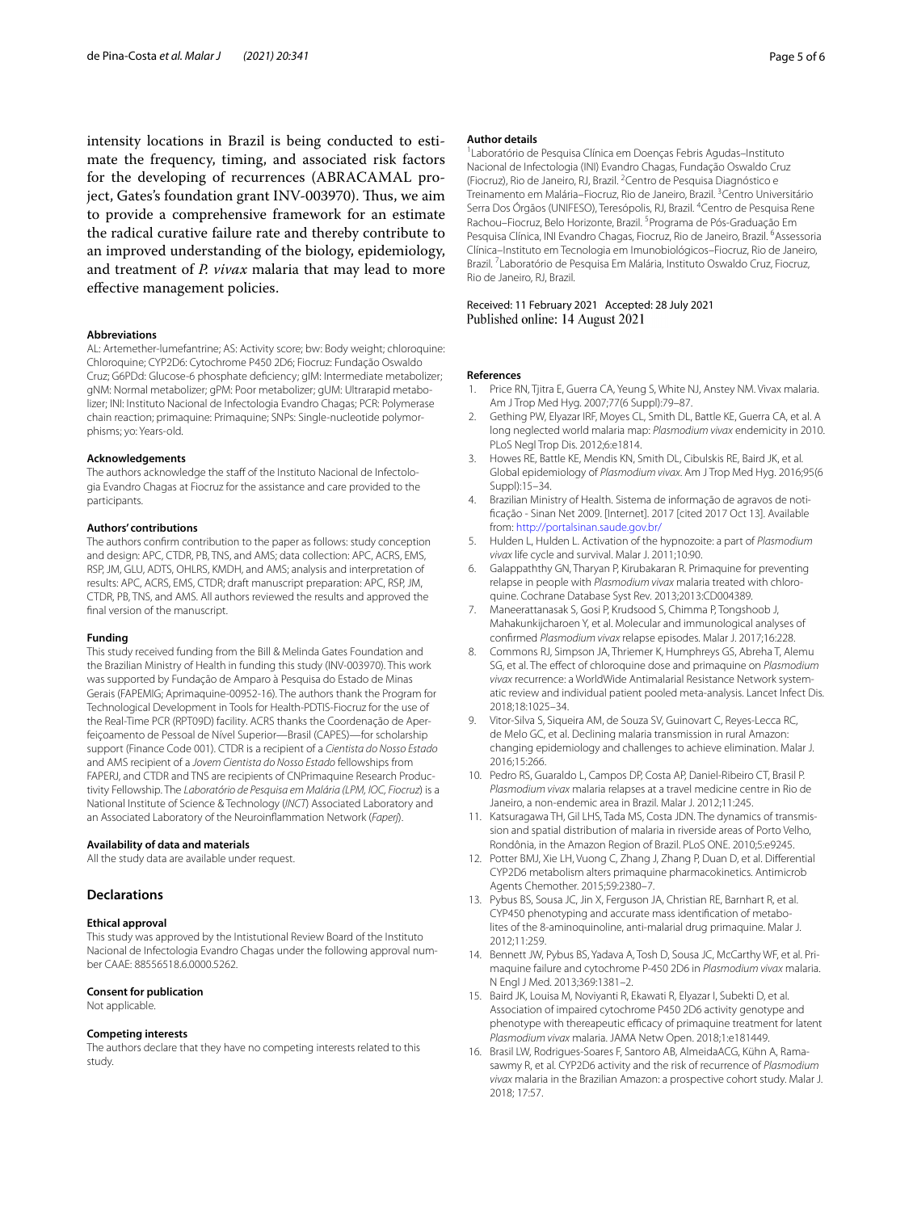intensity locations in Brazil is being conducted to estimate the frequency, timing, and associated risk factors for the developing of recurrences (ABRACAMAL project, Gates's foundation grant INV-003970). Thus, we aim to provide a comprehensive framework for an estimate the radical curative failure rate and thereby contribute to an improved understanding of the biology, epidemiology, and treatment of *P. vivax* malaria that may lead to more effective management policies.

#### Abbreviations

AL: Artemether-lumefantrine; AS: Activity score; bw: Body weight; chloroquine: Chloroquine; CYP2D6: Cytochrome P450 2D6; Fiocruz: Fundação Oswaldo Cruz; G6PDd: Glucose-6 phosphate deficiency; gIM: Intermediate metabolizer; gNM: Normal metabolizer; gPM: Poor metabolizer; gUM: Ultrarapid metabolizer; INI: Instituto Nacional de Infectologia Evandro Chagas; PCR: Polymerase chain reaction; primaquine: Primaquine; SNPs: Single-nucleotide polymorphisms; yo: Years-old.

#### Acknowledgements

The authors acknowledge the staff of the Instituto Nacional de Infectologia Evandro Chagas at Fiocruz for the assistance and care provided to the participants.

#### Authors' contributions

The authors confirm contribution to the paper as follows: study conception and design: APC, CTDR, PB, TNS, and AMS. data collection: APC, ACRS, EMS, RSP, JM, GLU, ADTS, OHLRS, KMDH, and AMS; analysis and interpretation of results: APC, ACRS, EMS, CTDR; draft manuscript preparation: APC, RSP, JM, CTDR, PB, TNS, and AMS. All authors reviewed the results and approved the final version of the manuscript.

#### Funding

This study received funding from the Bill & Melinda Gates Foundation and the Brazilian Ministry of Health in funding this study (INV-003970). This work was supported by Fundação de Amparo à Pesquisa do Estado de Minas Gerais (FAPEMIG; Aprimaquine-00952-16). The authors thank the Program for Technological Development in Tools for Health-PDTIS-Fiocruz for the use of the Real-Time PCR (RPT09D) facility. ACRS thanks the Coordenação de Aperfeiçoamento de Pessoal de Nível Superior—Brasil (CAPES)—for scholarship support (Finance Code 001). CTDR is a recipient of a *Cientista do Nosso Estado* and AMS recipient of a *Jovem Cientista do Nosso Estado* fellowships from FAPERJ, and CTDR and TNS are recipients of CNPrimaquine Research Productivity Fellowship. The *Laboratório de Pesquisa em Malária (LPM, IOC, Fiocruz)* is a National Institute of Science & Technology (*INCT*) Associated Laboratory and an Associated Laboratory of the Neuroinflammation Network (*Faperj*).

#### Availability of data and materials

All the study data are available under request.

## Declarations

#### Ethical approval

This study was approved by the Intistutional Review Board of the Instituto Nacional de Infectologia Evandro Chagas under the following approval number CAAE: 88556518.6.0000.5262.

#### Consent for publication

Not applicable.

#### Competing interests

The authors declare that they have no competing interests related to this study.

#### Author details

[1]Laboratório de Pesquisa Clínica em Doenças Febris Agudas–Instituto Nacional de Infectologia (INI) Evandro Chagas, Fundação Oswaldo Cruz (Fiocruz), Rio de Janeiro, RJ, Brazil. [2]Centro de Pesquisa Diagnóstico e Treinamento em Malária–Fiocruz, Rio de Janeiro, Brazil. [3]Centro Universitário Serra Dos Órgãos (UNIFESO), Teresópolis, RJ, Brazil. [4]Centro de Pesquisa Rene Rachou–Fiocruz, Belo Horizonte, Brazil. [5]Programa de Pós-Graduação Em Pesquisa Clínica, INI Evandro Chagas, Fiocruz, Rio de Janeiro, Brazil. [6]Assessoria Clínica–Instituto em Tecnologia em Imunobiológicos–Fiocruz, Rio de Janeiro, Brazil. [7]Laboratório de Pesquisa Em Malária, Instituto Oswaldo Cruz, Fiocruz, Rio de Janeiro, RJ, Brazil.

Received: 11 February 2021 Accepted: 28 July 2021
Published online: 14 August 2021

#### References

1. Price RN, Tjitra E, Guerra CA, Yeung S, White NJ, Anstey NM. Vivax malaria. Am J Trop Med Hyg. 2007;77(6 Suppl):79–87.
2. Gething PW, Elyazar IRF, Moyes CL, Smith DL, Battle KE, Guerra CA, et al. A long neglected world malaria map: *Plasmodium vivax* endemicity in 2010. PLoS Negl Trop Dis. 2012;6:e1814.
3. Howes RE, Battle KE, Mendis KN, Smith DL, Cibulskis RE, Baird JK, et al. Global epidemiology of *Plasmodium vivax*. Am J Trop Med Hyg. 2016;95(6 Suppl):15–34.
4. Brazilian Ministry of Health. Sistema de informação de agravos de notificação - Sinan Net 2009. [Internet]. 2017 [cited 2017 Oct 13]. Available from: http://portalsinan.saude.gov.br/
5. Hulden L, Hulden L. Activation of the hypnozoite: a part of *Plasmodium vivax* life cycle and survival. Malar J. 2011;10:90.
6. Galappaththy GN, Tharyan P, Kirubakaran R. Primaquine for preventing relapse in people with *Plasmodium vivax* malaria treated with chloroquine. Cochrane Database Syst Rev. 2013;2013:CD004389.
7. Maneerattanasak S, Gosi P, Krudsood S, Chimma P, Tongshoob J, Mahakunkijcharoen Y, et al. Molecular and immunological analyses of confirmed *Plasmodium vivax* relapse episodes. Malar J. 2017;16:228.
8. Commons RJ, Simpson JA, Thriemer K, Humphreys GS, Abreha T, Alemu SG, et al. The effect of chloroquine dose and primaquine on *Plasmodium vivax* recurrence: a WorldWide Antimalarial Resistance Network systematic review and individual patient pooled meta-analysis. Lancet Infect Dis. 2018;18:1025–34.
9. Vitor-Silva S, Siqueira AM, de Souza SV, Guinovart C, Reyes-Lecca RC, de Melo GC, et al. Declining malaria transmission in rural Amazon: changing epidemiology and challenges to achieve elimination. Malar J. 2016;15:266.
10. Pedro RS, Guaraldo L, Campos DP, Costa AP, Daniel-Ribeiro CT, Brasil P. *Plasmodium vivax* malaria relapses at a travel medicine centre in Rio de Janeiro, a non-endemic area in Brazil. Malar J. 2012;11:245.
11. Katsuragawa TH, Gil LHS, Tada MS, Costa JDN. The dynamics of transmission and spatial distribution of malaria in riverside areas of Porto Velho, Rondônia, in the Amazon Region of Brazil. PLoS ONE. 2010;5:e9245.
12. Potter BMJ, Xie LH, Vuong C, Zhang J, Zhang P, Duan D, et al. Differential CYP2D6 metabolism alters primaquine pharmacokinetics. Antimicrob Agents Chemother. 2015;59:2380–7.
13. Pybus BS, Sousa JC, Jin X, Ferguson JA, Christian RE, Barnhart R, et al. CYP450 phenotyping and accurate mass identification of metabolites of the 8-aminoquinoline, anti-malarial drug primaquine. Malar J. 2012;11:259.
14. Bennett JW, Pybus BS, Yadava A, Tosh D, Sousa JC, McCarthy WF, et al. Primaquine failure and cytochrome P-450 2D6 in *Plasmodium vivax* malaria. N Engl J Med. 2013;369:1381–2.
15. Baird JK, Louisa M, Noviyanti R, Ekawati R, Elyazar I, Subekti D, et al. Association of impaired cytochrome P450 2D6 activity genotype and phenotype with thereapeutic efficacy of primaquine treatment for latent *Plasmodium vivax* malaria. JAMA Netw Open. 2018;1:e181449.
16. Brasil LW, Rodrigues-Soares F, Santoro AB, AlmeidaACG, Kühn A, Ramasawmy R, et al. CYP2D6 activity and the risk of recurrence of *Plasmodium vivax* malaria in the Brazilian Amazon: a prospective cohort study. Malar J. 2018; 17:57.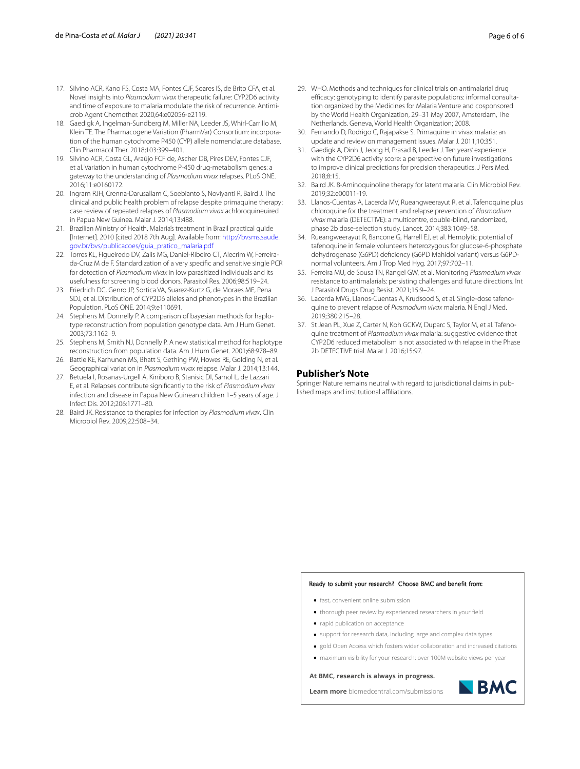17. Silvino ACR, Kano FS, Costa MA, Fontes CJF, Soares IS, de Brito CFA, et al. Novel insights into *Plasmodium vivax* therapeutic failure: CYP2D6 activity and time of exposure to malaria modulate the risk of recurrence. Antimicrob Agent Chemother. 2020;64:e02056-e2119.
18. Gaedigk A, Ingelman-Sundberg M, Miller NA, Leeder JS, Whirl-Carrillo M, Klein TE. The Pharmacogene Variation (PharmVar) Consortium: incorporation of the human cytochrome P450 (CYP) allele nomenclature database. Clin Pharmacol Ther. 2018;103:399–401.
19. Silvino ACR, Costa GL, Araújo FCF de, Ascher DB, Pires DEV, Fontes CJF, et al. Variation in human cytochrome P-450 drug-metabolism genes: a gateway to the understanding of *Plasmodium vivax* relapses. PLoS ONE. 2016;11:e0160172.
20. Ingram RJH, Crenna-Darusallam C, Soebianto S, Noviyanti R, Baird J. The clinical and public health problem of relapse despite primaquine therapy: case review of repeated relapses of *Plasmodium vivax* achloroquineuired in Papua New Guinea. Malar J. 2014;13:488.
21. Brazilian Ministry of Health. Malaria's treatment in Brazil practical guide [Internet]. 2010 [cited 2018 7th Aug]. Available from: http://bvsms.saude.gov.br/bvs/publicacoes/guia_pratico_malaria.pdf
22. Torres KL, Figueiredo DV, Zalis MG, Daniel-Ribeiro CT, Alecrim W, Ferreira-da-Cruz M de F. Standardization of a very specific and sensitive single PCR for detection of *Plasmodium vivax* in low parasitized individuals and its usefulness for screening blood donors. Parasitol Res. 2006;98:519–24.
23. Friedrich DC, Genro JP, Sortica VA, Suarez-Kurtz G, de Moraes ME, Pena SDJ, et al. Distribution of CYP2D6 alleles and phenotypes in the Brazilian Population. PLoS ONE. 2014;9:e110691.
24. Stephens M, Donnelly P. A comparison of bayesian methods for haplotype reconstruction from population genotype data. Am J Hum Genet. 2003;73:1162–9.
25. Stephens M, Smith NJ, Donnelly P. A new statistical method for haplotype reconstruction from population data. Am J Hum Genet. 2001;68:978–89.
26. Battle KE, Karhunen MS, Bhatt S, Gething PW, Howes RE, Golding N, et al. Geographical variation in *Plasmodium vivax* relapse. Malar J. 2014;13:144.
27. Betuela I, Rosanas-Urgell A, Kiniboro B, Stanisic DI, Samol L, de Lazzari E, et al. Relapses contribute significantly to the risk of *Plasmodium vivax* infection and disease in Papua New Guinean children 1–5 years of age. J Infect Dis. 2012;206:1771–80.
28. Baird JK. Resistance to therapies for infection by *Plasmodium vivax*. Clin Microbiol Rev. 2009;22:508–34.
29. WHO. Methods and techniques for clinical trials on antimalarial drug efficacy: genotyping to identify parasite populations: informal consultation organized by the Medicines for Malaria Venture and cosponsored by the World Health Organization, 29–31 May 2007, Amsterdam, The Netherlands. Geneva, World Health Organization; 2008.
30. Fernando D, Rodrigo C, Rajapakse S. Primaquine in vivax malaria: an update and review on management issues. Malar J. 2011;10:351.
31. Gaedigk A, Dinh J, Jeong H, Prasad B, Leeder J. Ten years' experience with the CYP2D6 activity score: a perspective on future investigations to improve clinical predictions for precision therapeutics. J Pers Med. 2018;8:15.
32. Baird JK. 8-Aminoquinoline therapy for latent malaria. Clin Microbiol Rev. 2019;32:e00011-19.
33. Llanos-Cuentas A, Lacerda MV, Rueangweerayut R, et al. Tafenoquine plus chloroquine for the treatment and relapse prevention of *Plasmodium vivax* malaria (DETECTIVE): a multicentre, double-blind, randomized, phase 2b dose-selection study. Lancet. 2014;383:1049–58.
34. Rueangweerayut R, Bancone G, Harrell EJ, et al. Hemolytic potential of tafenoquine in female volunteers heterozygous for glucose-6-phosphate dehydrogenase (G6PD) deficiency (G6PD Mahidol variant) versus G6PD-normal volunteers. Am J Trop Med Hyg. 2017;97:702–11.
35. Ferreira MU, de Sousa TN, Rangel GW, et al. Monitoring *Plasmodium vivax* resistance to antimalarials: persisting challenges and future directions. Int J Parasitol Drugs Drug Resist. 2021;15:9–24.
36. Lacerda MVG, Llanos-Cuentas A, Krudsood S, et al. Single-dose tafenoquine to prevent relapse of *Plasmodium vivax* malaria. N Engl J Med. 2019;380:215–28.
37. St Jean PL, Xue Z, Carter N, Koh GCKW, Duparc S, Taylor M, et al. Tafenoquine treatment of *Plasmodium vivax* malaria: suggestive evidence that CYP2D6 reduced metabolism is not associated with relapse in the Phase 2b DETECTIVE trial. Malar J. 2016;15:97.

## Publisher's Note

Springer Nature remains neutral with regard to jurisdictional claims in published maps and institutional affiliations.

Ready to submit your research? Choose BMC and benefit from:

- fast, convenient online submission
- thorough peer review by experienced researchers in your field
- rapid publication on acceptance
- support for research data, including large and complex data types
- gold Open Access which fosters wider collaboration and increased citations
- maximum visibility for your research: over 100M website views per year

**At BMC, research is always in progress.**

**Learn more** biomedcentral.com/submissions

BMC